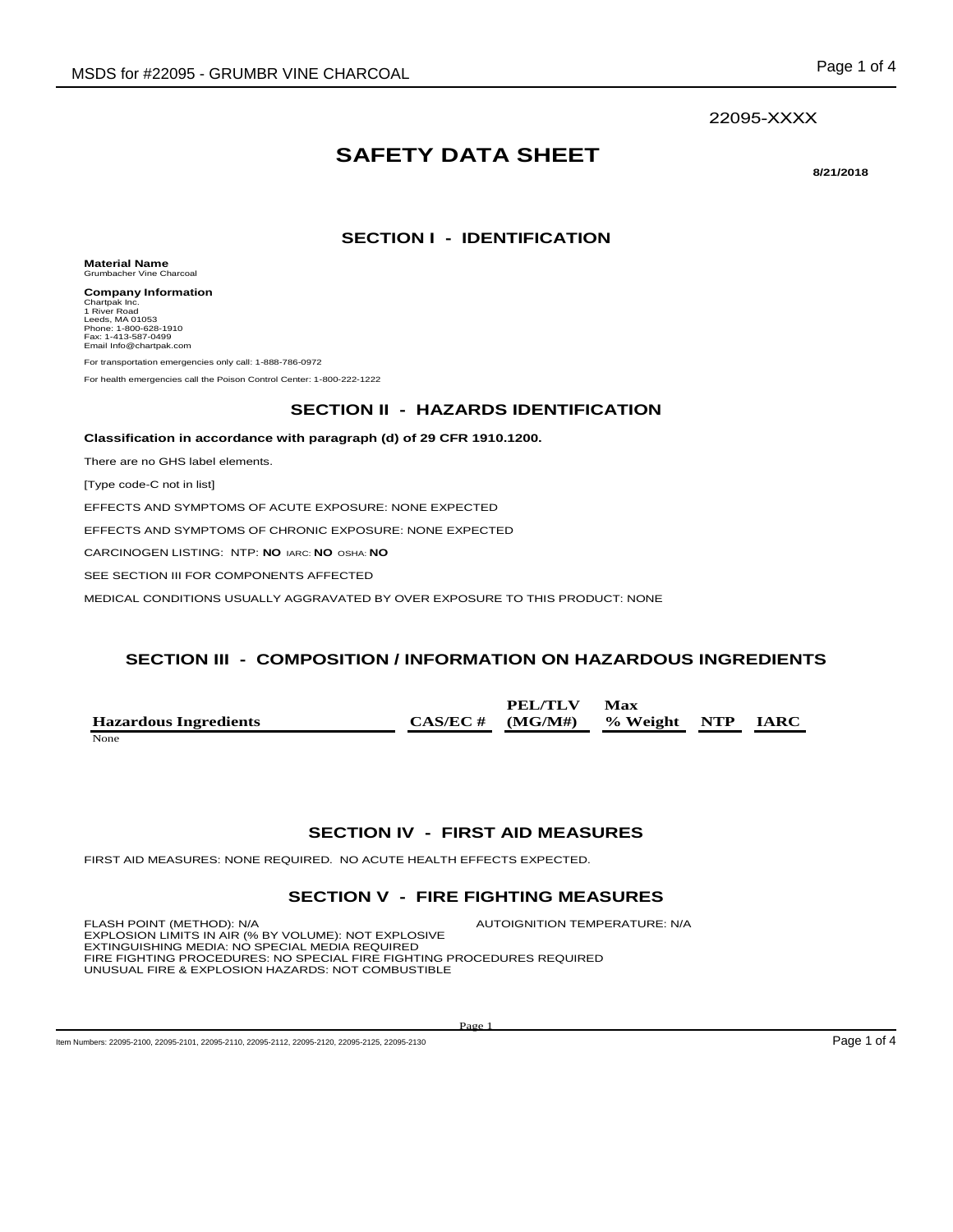22095-XXXX

# SAFETY DATA SHEET

**8/21/2018**

## SECTION I - IDENTIFICATION

**Material Name**
Grumbacher Vine Charcoal

**Company Information**
Chartpak Inc.
1 River Road
Leeds, MA 01053
Phone: 1-800-628-1910
Fax: 1-413-587-0499
Email Info@chartpak.com

For transportation emergencies only call: 1-888-786-0972

For health emergencies call the Poison Control Center: 1-800-222-1222

## SECTION II - HAZARDS IDENTIFICATION

**Classification in accordance with paragraph (d) of 29 CFR 1910.1200.**

There are no GHS label elements.

[Type code-C not in list]

EFFECTS AND SYMPTOMS OF ACUTE EXPOSURE: NONE EXPECTED

EFFECTS AND SYMPTOMS OF CHRONIC EXPOSURE: NONE EXPECTED

CARCINOGEN LISTING: NTP: **NO** IARC: **NO** OSHA: **NO**

SEE SECTION III FOR COMPONENTS AFFECTED

MEDICAL CONDITIONS USUALLY AGGRAVATED BY OVER EXPOSURE TO THIS PRODUCT: NONE

## SECTION III - COMPOSITION / INFORMATION ON HAZARDOUS INGREDIENTS

| Hazardous Ingredients | CAS/EC # | PEL/TLV (MG/M#) | Max % Weight | NTP | IARC |
|---|---|---|---|---|---|
| None | | | | | |

## SECTION IV - FIRST AID MEASURES

FIRST AID MEASURES: NONE REQUIRED. NO ACUTE HEALTH EFFECTS EXPECTED.

## SECTION V - FIRE FIGHTING MEASURES

FLASH POINT (METHOD): N/A
AUTOIGNITION TEMPERATURE: N/A
EXPLOSION LIMITS IN AIR (% BY VOLUME): NOT EXPLOSIVE
EXTINGUISHING MEDIA: NO SPECIAL MEDIA REQUIRED
FIRE FIGHTING PROCEDURES: NO SPECIAL FIRE FIGHTING PROCEDURES REQUIRED
UNUSUAL FIRE & EXPLOSION HAZARDS: NOT COMBUSTIBLE

Item Numbers: 22095-2100, 22095-2101, 22095-2110, 22095-2112, 22095-2120, 22095-2125, 22095-2130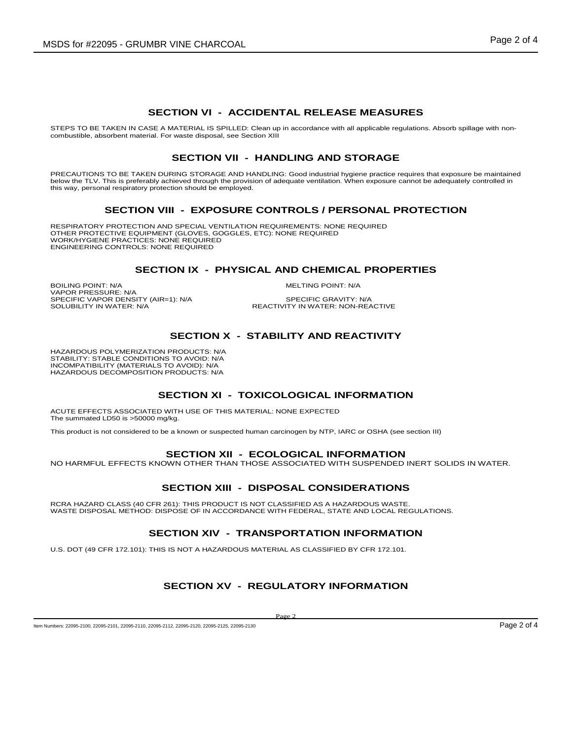## SECTION VI - ACCIDENTAL RELEASE MEASURES

STEPS TO BE TAKEN IN CASE A MATERIAL IS SPILLED: Clean up in accordance with all applicable regulations. Absorb spillage with non-combustible, absorbent material. For waste disposal, see Section XIII

## SECTION VII - HANDLING AND STORAGE

PRECAUTIONS TO BE TAKEN DURING STORAGE AND HANDLING: Good industrial hygiene practice requires that exposure be maintained below the TLV. This is preferably achieved through the provision of adequate ventilation. When exposure cannot be adequately controlled in this way, personal respiratory protection should be employed.

## SECTION VIII - EXPOSURE CONTROLS / PERSONAL PROTECTION

RESPIRATORY PROTECTION AND SPECIAL VENTILATION REQUIREMENTS: NONE REQUIRED
OTHER PROTECTIVE EQUIPMENT (GLOVES, GOGGLES, ETC): NONE REQUIRED
WORK/HYGIENE PRACTICES: NONE REQUIRED
ENGINEERING CONTROLS: NONE REQUIRED

## SECTION IX - PHYSICAL AND CHEMICAL PROPERTIES

BOILING POINT: N/A
MELTING POINT: N/A
VAPOR PRESSURE: N/A
SPECIFIC VAPOR DENSITY (AIR=1): N/A
SPECIFIC GRAVITY: N/A
SOLUBILITY IN WATER: N/A
REACTIVITY IN WATER: NON-REACTIVE

## SECTION X - STABILITY AND REACTIVITY

HAZARDOUS POLYMERIZATION PRODUCTS: N/A
STABILITY: STABLE CONDITIONS TO AVOID: N/A
INCOMPATIBILITY (MATERIALS TO AVOID): N/A
HAZARDOUS DECOMPOSITION PRODUCTS: N/A

## SECTION XI - TOXICOLOGICAL INFORMATION

ACUTE EFFECTS ASSOCIATED WITH USE OF THIS MATERIAL: NONE EXPECTED
The summated LD50 is >50000 mg/kg.

This product is not considered to be a known or suspected human carcinogen by NTP, IARC or OSHA (see section III)

## SECTION XII - ECOLOGICAL INFORMATION

NO HARMFUL EFFECTS KNOWN OTHER THAN THOSE ASSOCIATED WITH SUSPENDED INERT SOLIDS IN WATER.

## SECTION XIII - DISPOSAL CONSIDERATIONS

RCRA HAZARD CLASS (40 CFR 261): THIS PRODUCT IS NOT CLASSIFIED AS A HAZARDOUS WASTE.
WASTE DISPOSAL METHOD: DISPOSE OF IN ACCORDANCE WITH FEDERAL, STATE AND LOCAL REGULATIONS.

## SECTION XIV - TRANSPORTATION INFORMATION

U.S. DOT (49 CFR 172.101): THIS IS NOT A HAZARDOUS MATERIAL AS CLASSIFIED BY CFR 172.101.

## SECTION XV - REGULATORY INFORMATION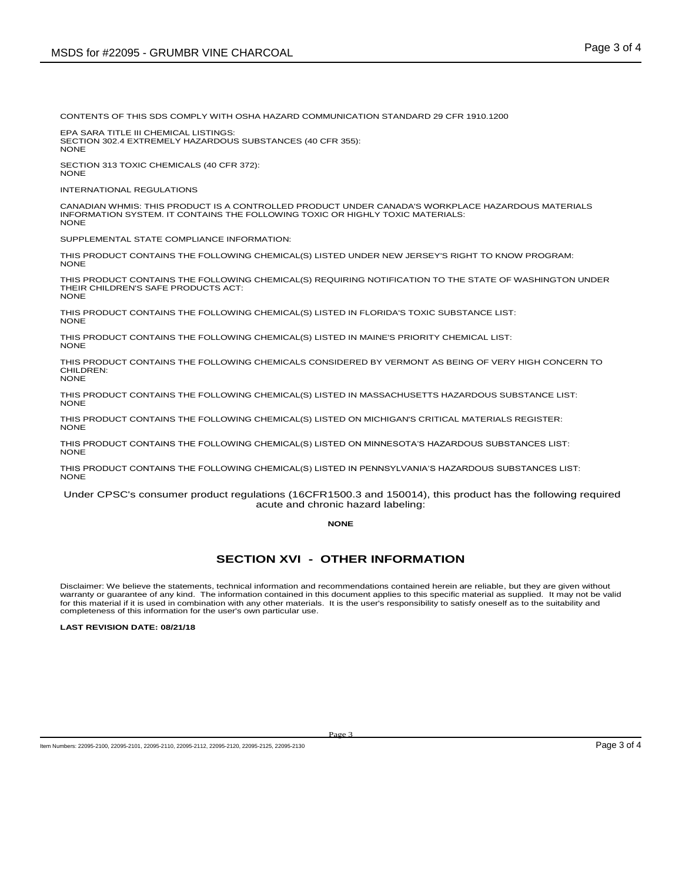CONTENTS OF THIS SDS COMPLY WITH OSHA HAZARD COMMUNICATION STANDARD 29 CFR 1910.1200

EPA SARA TITLE III CHEMICAL LISTINGS:
SECTION 302.4 EXTREMELY HAZARDOUS SUBSTANCES (40 CFR 355):
NONE

SECTION 313 TOXIC CHEMICALS (40 CFR 372):
NONE

INTERNATIONAL REGULATIONS

CANADIAN WHMIS: THIS PRODUCT IS A CONTROLLED PRODUCT UNDER CANADA'S WORKPLACE HAZARDOUS MATERIALS INFORMATION SYSTEM. IT CONTAINS THE FOLLOWING TOXIC OR HIGHLY TOXIC MATERIALS:
NONE

SUPPLEMENTAL STATE COMPLIANCE INFORMATION:

THIS PRODUCT CONTAINS THE FOLLOWING CHEMICAL(S) LISTED UNDER NEW JERSEY'S RIGHT TO KNOW PROGRAM:
NONE

THIS PRODUCT CONTAINS THE FOLLOWING CHEMICAL(S) REQUIRING NOTIFICATION TO THE STATE OF WASHINGTON UNDER THEIR CHILDREN'S SAFE PRODUCTS ACT:
NONE

THIS PRODUCT CONTAINS THE FOLLOWING CHEMICAL(S) LISTED IN FLORIDA'S TOXIC SUBSTANCE LIST:
NONE

THIS PRODUCT CONTAINS THE FOLLOWING CHEMICAL(S) LISTED IN MAINE'S PRIORITY CHEMICAL LIST:
NONE

THIS PRODUCT CONTAINS THE FOLLOWING CHEMICALS CONSIDERED BY VERMONT AS BEING OF VERY HIGH CONCERN TO CHILDREN:
NONE

THIS PRODUCT CONTAINS THE FOLLOWING CHEMICAL(S) LISTED IN MASSACHUSETTS HAZARDOUS SUBSTANCE LIST:
NONE

THIS PRODUCT CONTAINS THE FOLLOWING CHEMICAL(S) LISTED ON MICHIGAN'S CRITICAL MATERIALS REGISTER:
NONE

THIS PRODUCT CONTAINS THE FOLLOWING CHEMICAL(S) LISTED ON MINNESOTA'S HAZARDOUS SUBSTANCES LIST:
NONE

THIS PRODUCT CONTAINS THE FOLLOWING CHEMICAL(S) LISTED IN PENNSYLVANIA'S HAZARDOUS SUBSTANCES LIST:
NONE

Under CPSC's consumer product regulations (16CFR1500.3 and 150014), this product has the following required acute and chronic hazard labeling:

**NONE**

## SECTION XVI - OTHER INFORMATION

Disclaimer: We believe the statements, technical information and recommendations contained herein are reliable, but they are given without warranty or guarantee of any kind. The information contained in this document applies to this specific material as supplied. It may not be valid for this material if it is used in combination with any other materials. It is the user's responsibility to satisfy oneself as to the suitability and completeness of this information for the user's own particular use.

**LAST REVISION DATE: 08/21/18**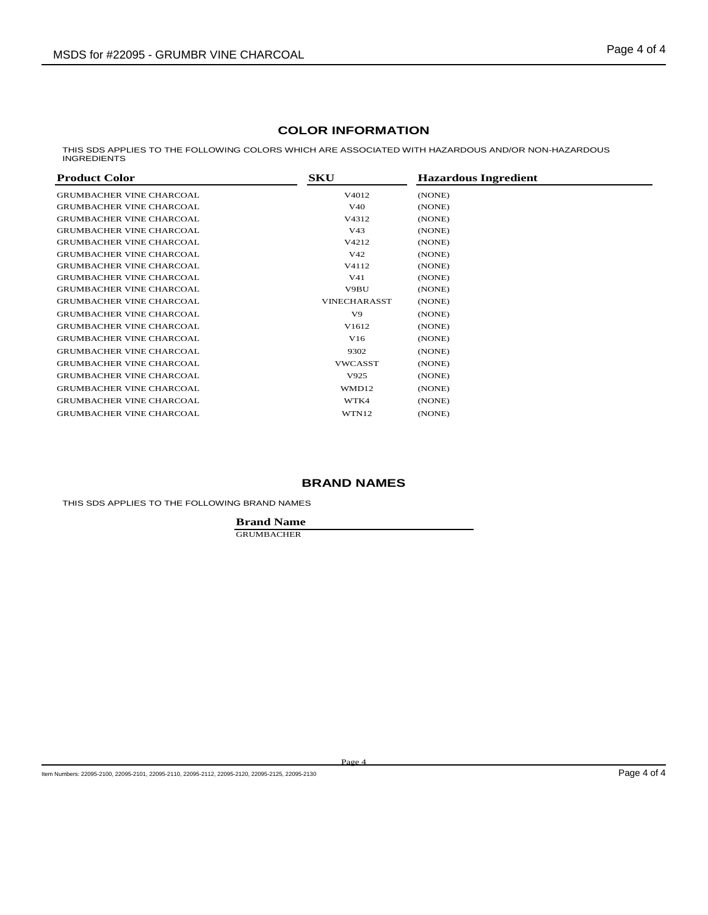## COLOR INFORMATION

THIS SDS APPLIES TO THE FOLLOWING COLORS WHICH ARE ASSOCIATED WITH HAZARDOUS AND/OR NON-HAZARDOUS INGREDIENTS

| Product Color | SKU | Hazardous Ingredient |
|---|---|---|
| GRUMBACHER VINE CHARCOAL | V4012 | (NONE) |
| GRUMBACHER VINE CHARCOAL | V40 | (NONE) |
| GRUMBACHER VINE CHARCOAL | V4312 | (NONE) |
| GRUMBACHER VINE CHARCOAL | V43 | (NONE) |
| GRUMBACHER VINE CHARCOAL | V4212 | (NONE) |
| GRUMBACHER VINE CHARCOAL | V42 | (NONE) |
| GRUMBACHER VINE CHARCOAL | V4112 | (NONE) |
| GRUMBACHER VINE CHARCOAL | V41 | (NONE) |
| GRUMBACHER VINE CHARCOAL | V9BU | (NONE) |
| GRUMBACHER VINE CHARCOAL | VINECHARASST | (NONE) |
| GRUMBACHER VINE CHARCOAL | V9 | (NONE) |
| GRUMBACHER VINE CHARCOAL | V1612 | (NONE) |
| GRUMBACHER VINE CHARCOAL | V16 | (NONE) |
| GRUMBACHER VINE CHARCOAL | 9302 | (NONE) |
| GRUMBACHER VINE CHARCOAL | VWCASST | (NONE) |
| GRUMBACHER VINE CHARCOAL | V925 | (NONE) |
| GRUMBACHER VINE CHARCOAL | WMD12 | (NONE) |
| GRUMBACHER VINE CHARCOAL | WTK4 | (NONE) |
| GRUMBACHER VINE CHARCOAL | WTN12 | (NONE) |

## BRAND NAMES

THIS SDS APPLIES TO THE FOLLOWING BRAND NAMES

| Brand Name |
|---|
| GRUMBACHER |

Item Numbers: 22095-2100, 22095-2101, 22095-2110, 22095-2112, 22095-2120, 22095-2125, 22095-2130